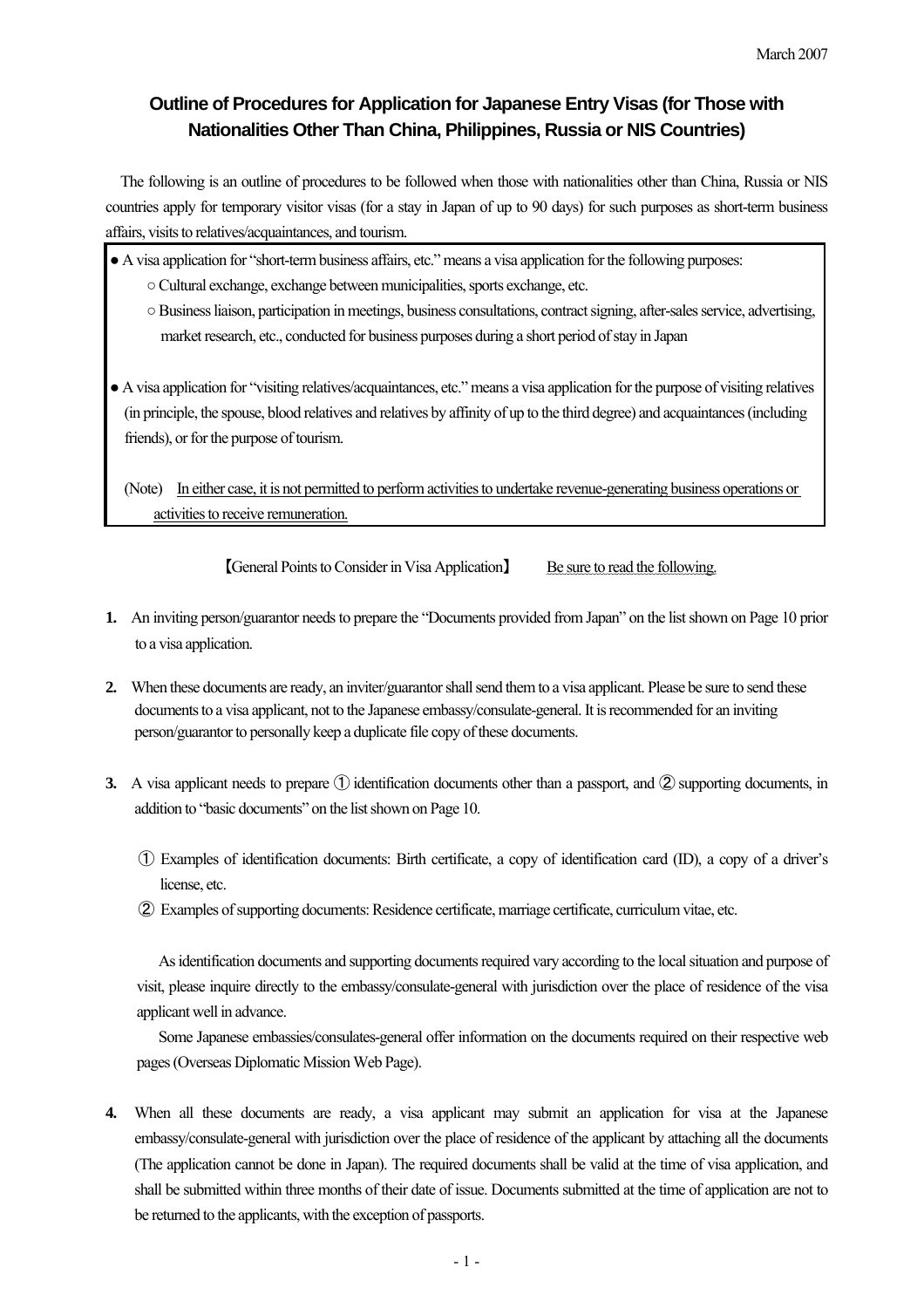March 2007

# Outline of Procedures for Application for Japanese Entry Visas (for Those with Nationalities Other Than China, Philippines, Russia or NIS Countries)

The following is an outline of procedures to be followed when those with nationalities other than China, Russia or NIS countries apply for temporary visitor visas (for a stay in Japan of up to 90 days) for such purposes as short-term business affairs, visits to relatives/acquaintances, and tourism.

- A visa application for "short-term business affairs, etc." means a visa application for the following purposes:
  - ○ Cultural exchange, exchange between municipalities, sports exchange, etc.
  - ○ Business liaison, participation in meetings, business consultations, contract signing, after-sales service, advertising, market research, etc., conducted for business purposes during a short period of stay in Japan

- A visa application for "visiting relatives/acquaintances, etc." means a visa application for the purpose of visiting relatives (in principle, the spouse, blood relatives and relatives by affinity of up to the third degree) and acquaintances (including friends), or for the purpose of tourism.

(Note) <u>In either case, it is not permitted to perform activities to undertake revenue-generating business operations or activities to receive remuneration.</u>

【General Points to Consider in Visa Application】 <u>Be sure to read the following.</u>

**1.** An inviting person/guarantor needs to prepare the "Documents provided from Japan" on the list shown on Page 10 prior to a visa application.

**2.** When these documents are ready, an inviter/guarantor shall send them to a visa applicant. Please be sure to send these documents to a visa applicant, not to the Japanese embassy/consulate-general. It is recommended for an inviting person/guarantor to personally keep a duplicate file copy of these documents.

**3.** A visa applicant needs to prepare ① identification documents other than a passport, and ② supporting documents, in addition to "basic documents" on the list shown on Page 10.

① Examples of identification documents: Birth certificate, a copy of identification card (ID), a copy of a driver's license, etc.

② Examples of supporting documents: Residence certificate, marriage certificate, curriculum vitae, etc.

As identification documents and supporting documents required vary according to the local situation and purpose of visit, please inquire directly to the embassy/consulate-general with jurisdiction over the place of residence of the visa applicant well in advance.

Some Japanese embassies/consulates-general offer information on the documents required on their respective web pages (Overseas Diplomatic Mission Web Page).

**4.** When all these documents are ready, a visa applicant may submit an application for visa at the Japanese embassy/consulate-general with jurisdiction over the place of residence of the applicant by attaching all the documents (The application cannot be done in Japan). The required documents shall be valid at the time of visa application, and shall be submitted within three months of their date of issue. Documents submitted at the time of application are not to be returned to the applicants, with the exception of passports.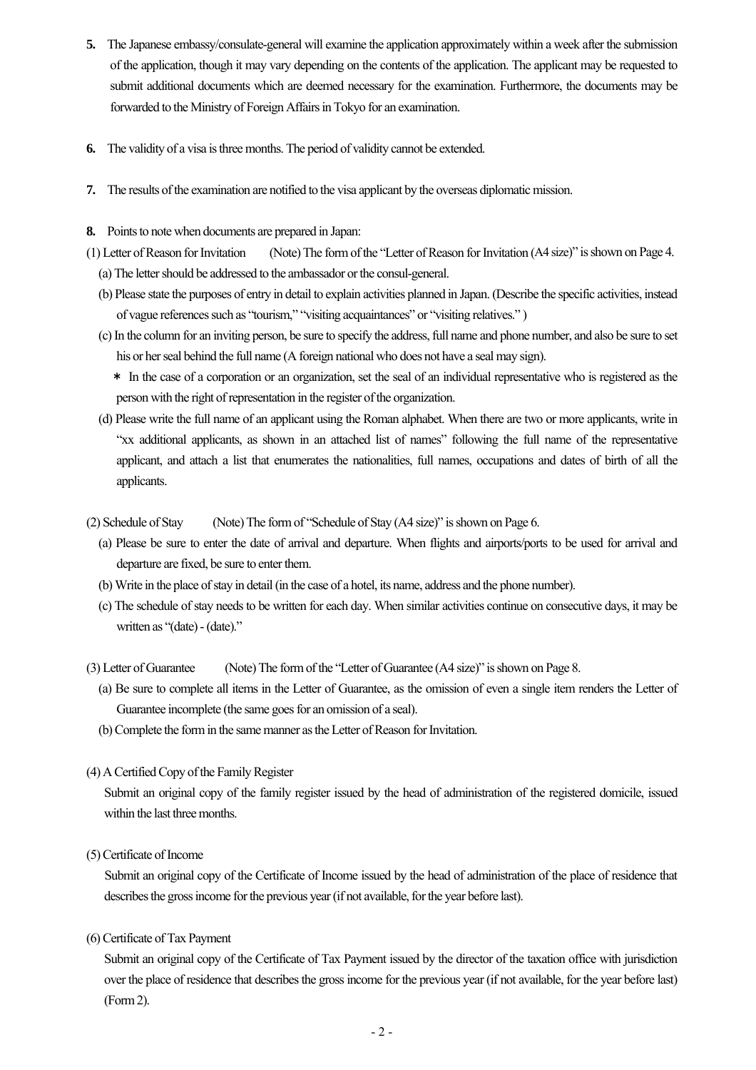**5.** The Japanese embassy/consulate-general will examine the application approximately within a week after the submission of the application, though it may vary depending on the contents of the application. The applicant may be requested to submit additional documents which are deemed necessary for the examination. Furthermore, the documents may be forwarded to the Ministry of Foreign Affairs in Tokyo for an examination.

**6.** The validity of a visa is three months. The period of validity cannot be extended.

**7.** The results of the examination are notified to the visa applicant by the overseas diplomatic mission.

**8.** Points to note when documents are prepared in Japan:

(1) Letter of Reason for Invitation (Note) The form of the "Letter of Reason for Invitation (A4 size)" is shown on Page 4.

(a) The letter should be addressed to the ambassador or the consul-general.

(b) Please state the purposes of entry in detail to explain activities planned in Japan. (Describe the specific activities, instead of vague references such as "tourism," "visiting acquaintances" or "visiting relatives." )

(c) In the column for an inviting person, be sure to specify the address, full name and phone number, and also be sure to set his or her seal behind the full name (A foreign national who does not have a seal may sign).

＊ In the case of a corporation or an organization, set the seal of an individual representative who is registered as the person with the right of representation in the register of the organization.

(d) Please write the full name of an applicant using the Roman alphabet. When there are two or more applicants, write in "xx additional applicants, as shown in an attached list of names" following the full name of the representative applicant, and attach a list that enumerates the nationalities, full names, occupations and dates of birth of all the applicants.

(2) Schedule of Stay (Note) The form of "Schedule of Stay (A4 size)" is shown on Page 6.

(a) Please be sure to enter the date of arrival and departure. When flights and airports/ports to be used for arrival and departure are fixed, be sure to enter them.

(b) Write in the place of stay in detail (in the case of a hotel, its name, address and the phone number).

(c) The schedule of stay needs to be written for each day. When similar activities continue on consecutive days, it may be written as "(date) - (date)."

(3) Letter of Guarantee (Note) The form of the "Letter of Guarantee (A4 size)" is shown on Page 8.

(a) Be sure to complete all items in the Letter of Guarantee, as the omission of even a single item renders the Letter of Guarantee incomplete (the same goes for an omission of a seal).

(b) Complete the form in the same manner as the Letter of Reason for Invitation.

(4) A Certified Copy of the Family Register

Submit an original copy of the family register issued by the head of administration of the registered domicile, issued within the last three months.

(5) Certificate of Income

Submit an original copy of the Certificate of Income issued by the head of administration of the place of residence that describes the gross income for the previous year (if not available, for the year before last).

(6) Certificate of Tax Payment

Submit an original copy of the Certificate of Tax Payment issued by the director of the taxation office with jurisdiction over the place of residence that describes the gross income for the previous year (if not available, for the year before last) (Form 2).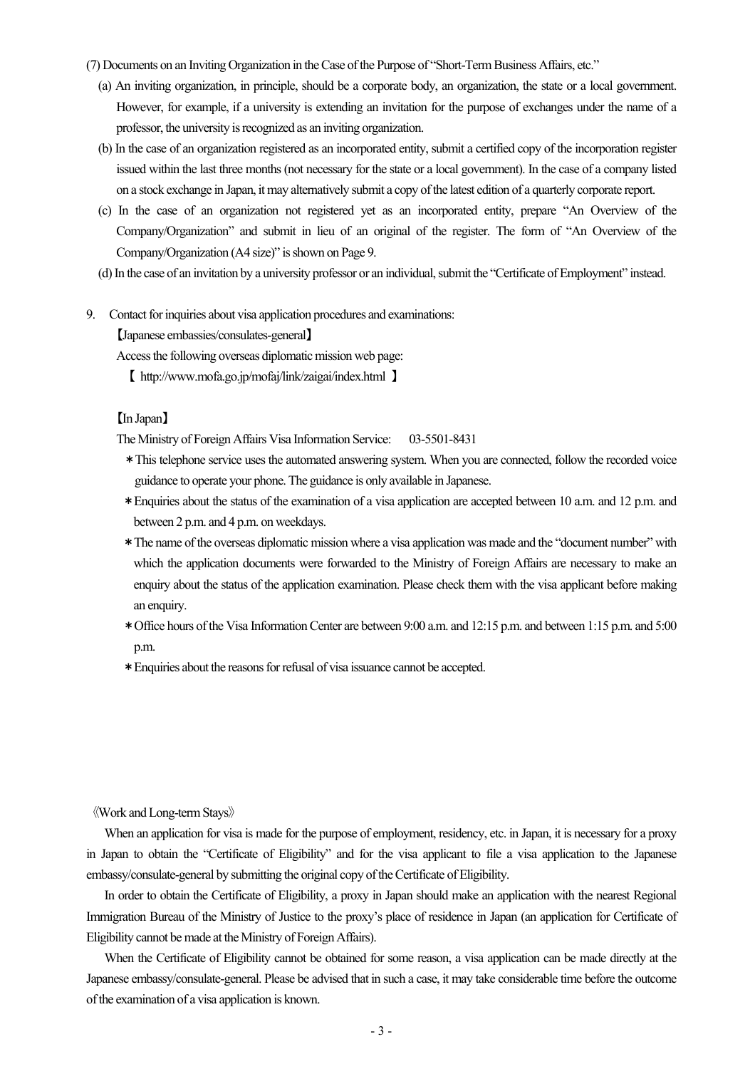(7) Documents on an Inviting Organization in the Case of the Purpose of "Short-Term Business Affairs, etc."

(a) An inviting organization, in principle, should be a corporate body, an organization, the state or a local government. However, for example, if a university is extending an invitation for the purpose of exchanges under the name of a professor, the university is recognized as an inviting organization.

(b) In the case of an organization registered as an incorporated entity, submit a certified copy of the incorporation register issued within the last three months (not necessary for the state or a local government). In the case of a company listed on a stock exchange in Japan, it may alternatively submit a copy of the latest edition of a quarterly corporate report.

(c) In the case of an organization not registered yet as an incorporated entity, prepare "An Overview of the Company/Organization" and submit in lieu of an original of the register. The form of "An Overview of the Company/Organization (A4 size)" is shown on Page 9.

(d) In the case of an invitation by a university professor or an individual, submit the "Certificate of Employment" instead.

9. Contact for inquiries about visa application procedures and examinations:

【Japanese embassies/consulates-general】

Access the following overseas diplomatic mission web page:

【 http://www.mofa.go.jp/mofaj/link/zaigai/index.html 】

【In Japan】

The Ministry of Foreign Affairs Visa Information Service: 03-5501-8431

＊This telephone service uses the automated answering system. When you are connected, follow the recorded voice guidance to operate your phone. The guidance is only available in Japanese.

＊Enquiries about the status of the examination of a visa application are accepted between 10 a.m. and 12 p.m. and between 2 p.m. and 4 p.m. on weekdays.

＊The name of the overseas diplomatic mission where a visa application was made and the "document number" with which the application documents were forwarded to the Ministry of Foreign Affairs are necessary to make an enquiry about the status of the application examination. Please check them with the visa applicant before making an enquiry.

＊Office hours of the Visa Information Center are between 9:00 a.m. and 12:15 p.m. and between 1:15 p.m. and 5:00 p.m.

＊Enquiries about the reasons for refusal of visa issuance cannot be accepted.

《Work and Long-term Stays》

When an application for visa is made for the purpose of employment, residency, etc. in Japan, it is necessary for a proxy in Japan to obtain the "Certificate of Eligibility" and for the visa applicant to file a visa application to the Japanese embassy/consulate-general by submitting the original copy of the Certificate of Eligibility.

In order to obtain the Certificate of Eligibility, a proxy in Japan should make an application with the nearest Regional Immigration Bureau of the Ministry of Justice to the proxy's place of residence in Japan (an application for Certificate of Eligibility cannot be made at the Ministry of Foreign Affairs).

When the Certificate of Eligibility cannot be obtained for some reason, a visa application can be made directly at the Japanese embassy/consulate-general. Please be advised that in such a case, it may take considerable time before the outcome of the examination of a visa application is known.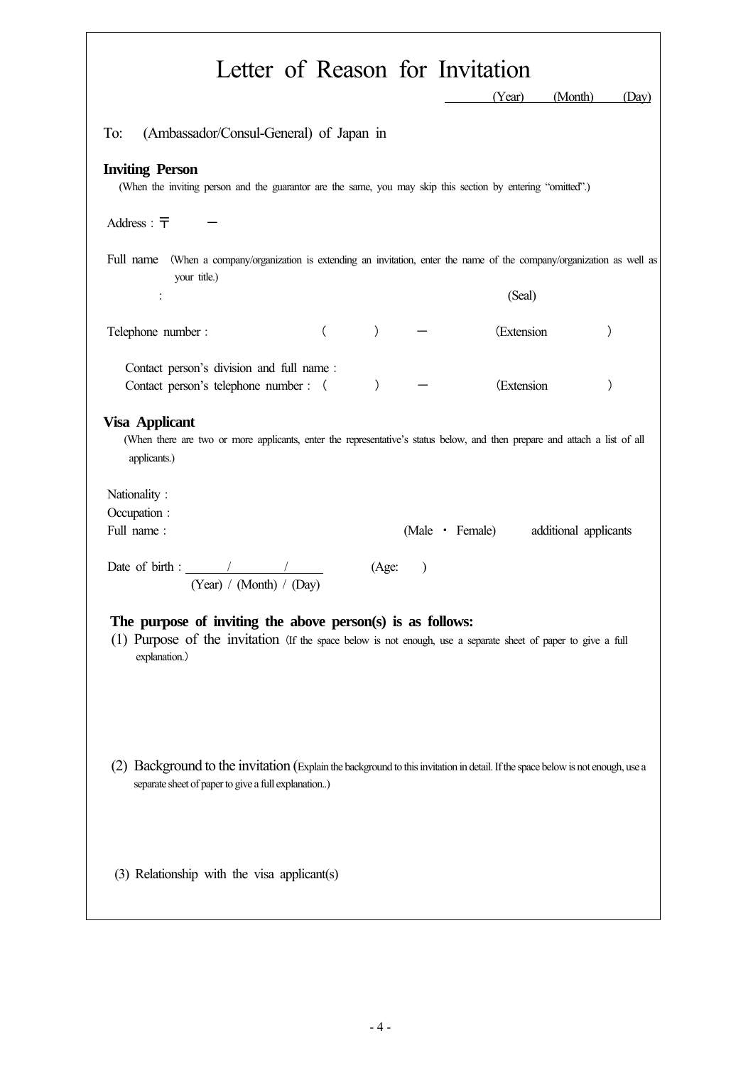# Letter of Reason for Invitation

_______ (Year) (Month) (Day)

To: (Ambassador/Consul-General) of Japan in

**Inviting Person**

(When the inviting person and the guarantor are the same, you may skip this section by entering "omitted".)

Address : 〒 －

Full name (When a company/organization is extending an invitation, enter the name of the company/organization as well as your title.)

: (Seal)

Telephone number : ( ) － (Extension )

Contact person's division and full name :

Contact person's telephone number : ( ) － (Extension )

**Visa Applicant**

(When there are two or more applicants, enter the representative's status below, and then prepare and attach a list of all applicants.)

Nationality :

Occupation :

Full name : (Male ・ Female) additional applicants

Date of birth : ____/____/____ (Age: )

(Year) / (Month) / (Day)

**The purpose of inviting the above person(s) is as follows:**

(1) Purpose of the invitation (If the space below is not enough, use a separate sheet of paper to give a full explanation.)

(2) Background to the invitation (Explain the background to this invitation in detail. If the space below is not enough, use a separate sheet of paper to give a full explanation..)

(3) Relationship with the visa applicant(s)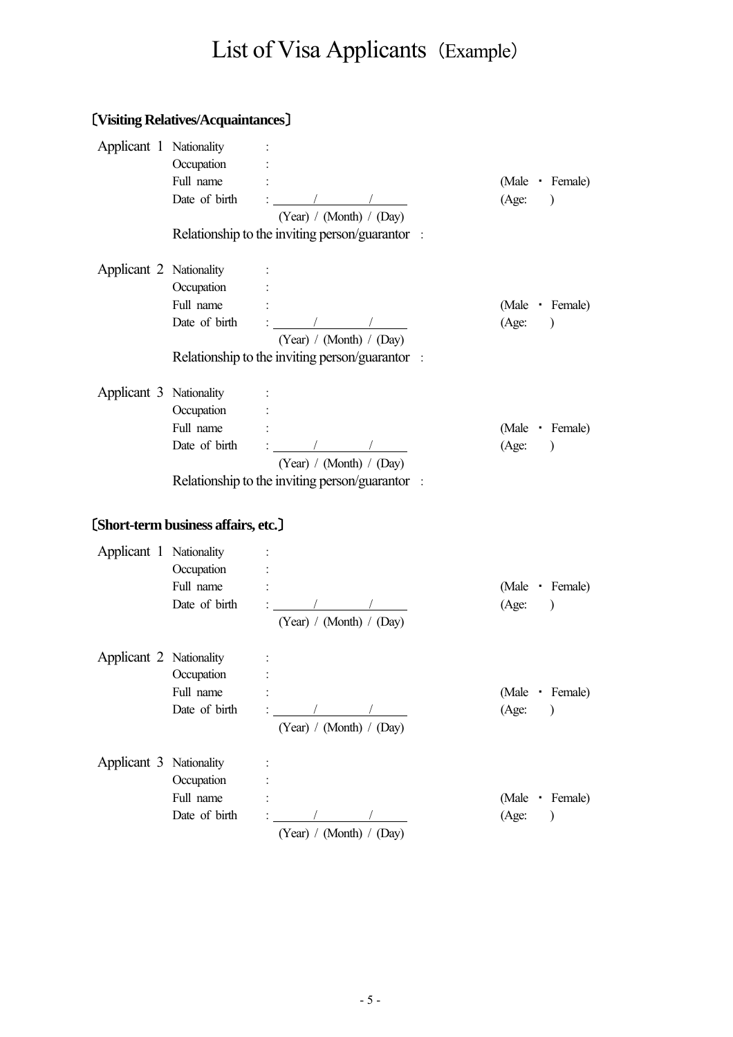# List of Visa Applicants（Example）

**〔Visiting Relatives/Acquaintances〕**

Applicant 1 Nationality :

Occupation :

Full name : (Male ・ Female)

Date of birth : ______/________/______ (Age: )

(Year) / (Month) / (Day)

Relationship to the inviting person/guarantor :

Applicant 2 Nationality :

Occupation :

Full name : (Male ・ Female)

Date of birth : ______/________/______ (Age: )

(Year) / (Month) / (Day)

Relationship to the inviting person/guarantor :

Applicant 3 Nationality :

Occupation :

Full name : (Male ・ Female)

Date of birth : ______/________/______ (Age: )

(Year) / (Month) / (Day)

Relationship to the inviting person/guarantor :

**〔Short-term business affairs, etc.〕**

Applicant 1 Nationality :

Occupation :

Full name : (Male ・ Female)

Date of birth : ______/________/______ (Age: )

(Year) / (Month) / (Day)

Applicant 2 Nationality :

Occupation :

Full name : (Male ・ Female)

Date of birth : ______/________/______ (Age: )

(Year) / (Month) / (Day)

Applicant 3 Nationality :

Occupation :

Full name : (Male ・ Female)

Date of birth : ______/________/______ (Age: )

(Year) / (Month) / (Day)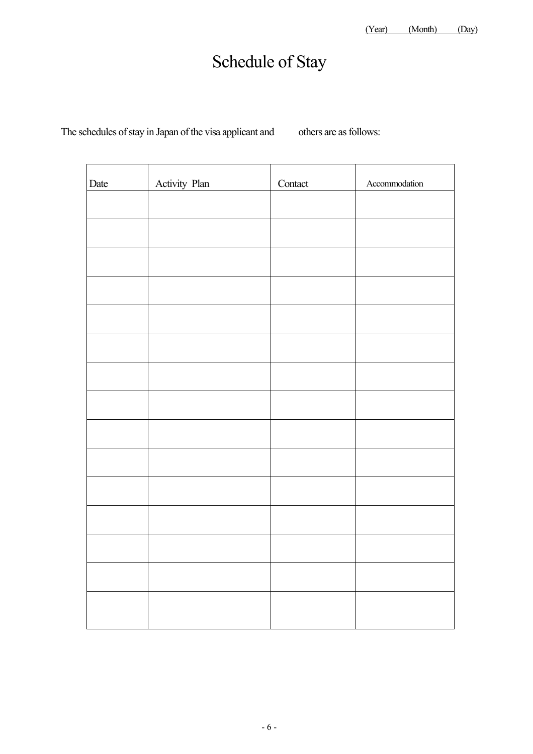(Year) (Month) (Day)

# Schedule of Stay

The schedules of stay in Japan of the visa applicant and others are as follows:

| Date | Activity Plan | Contact | Accommodation |
|---|---|---|---|
| | | | |
| | | | |
| | | | |
| | | | |
| | | | |
| | | | |
| | | | |
| | | | |
| | | | |
| | | | |
| | | | |
| | | | |
| | | | |
| | | | |
| | | | |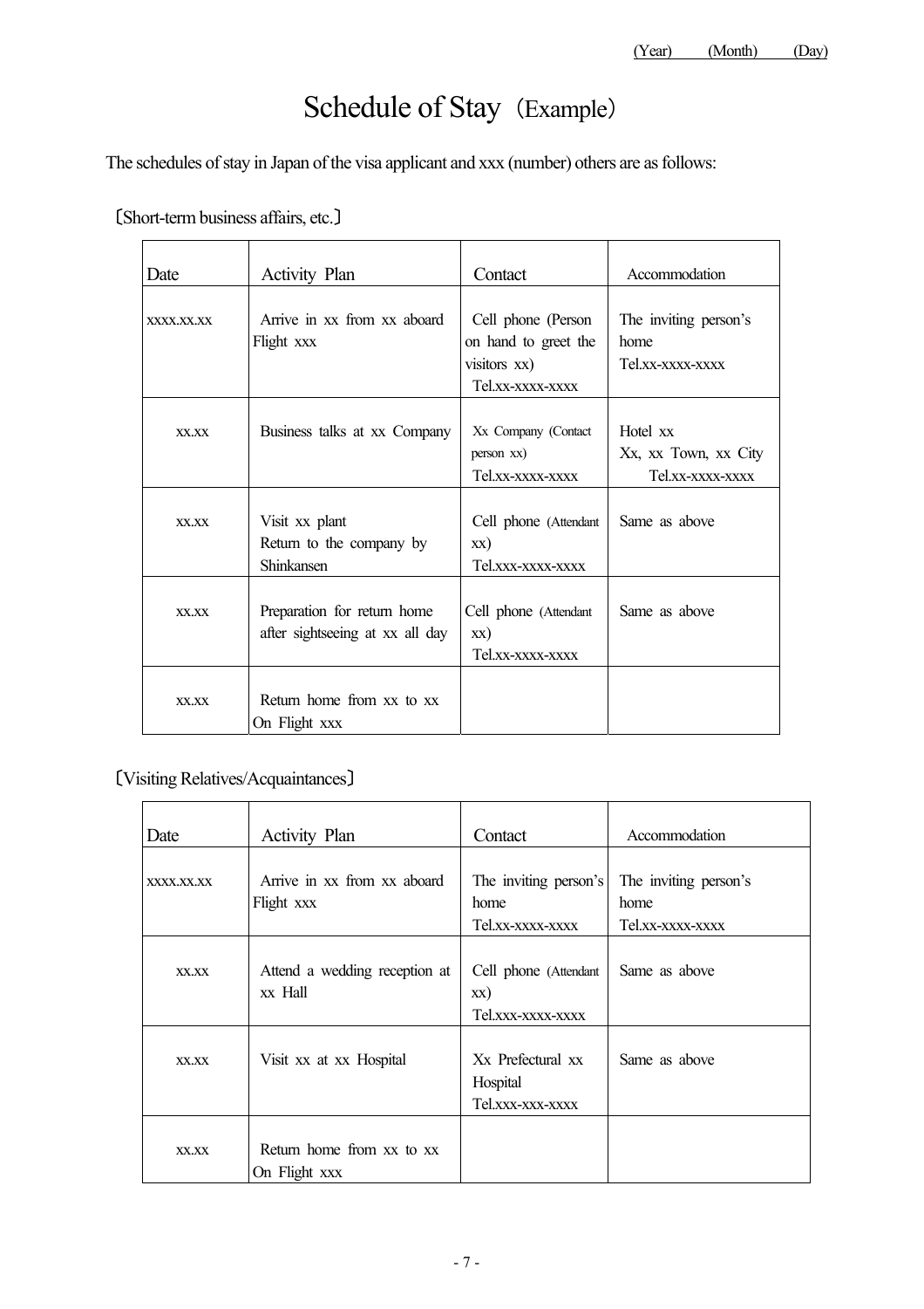(Year) (Month) (Day)

# Schedule of Stay（Example）

The schedules of stay in Japan of the visa applicant and xxx (number) others are as follows:

〔Short-term business affairs, etc.〕

| Date | Activity Plan | Contact | Accommodation |
| --- | --- | --- | --- |
| xxxx.xx.xx | Arrive in xx from xx aboard Flight xxx | Cell phone (Person on hand to greet the visitors xx) Tel.xx-xxxx-xxxx | The inviting person's home Tel.xx-xxxx-xxxx |
| xx.xx | Business talks at xx Company | Xx Company (Contact person xx) Tel.xx-xxxx-xxxx | Hotel xx Xx, xx Town, xx City Tel.xx-xxxx-xxxx |
| xx.xx | Visit xx plant Return to the company by Shinkansen | Cell phone (Attendant xx) Tel.xxx-xxxx-xxxx | Same as above |
| xx.xx | Preparation for return home after sightseeing at xx all day | Cell phone (Attendant xx) Tel.xx-xxxx-xxxx | Same as above |
| xx.xx | Return home from xx to xx On Flight xxx | | |

〔Visiting Relatives/Acquaintances〕

| Date | Activity Plan | Contact | Accommodation |
| --- | --- | --- | --- |
| xxxx.xx.xx | Arrive in xx from xx aboard Flight xxx | The inviting person's home Tel.xx-xxxx-xxxx | The inviting person's home Tel.xx-xxxx-xxxx |
| xx.xx | Attend a wedding reception at xx Hall | Cell phone (Attendant xx) Tel.xxx-xxxx-xxxx | Same as above |
| xx.xx | Visit xx at xx Hospital | Xx Prefectural xx Hospital Tel.xxx-xxx-xxxx | Same as above |
| xx.xx | Return home from xx to xx On Flight xxx | | |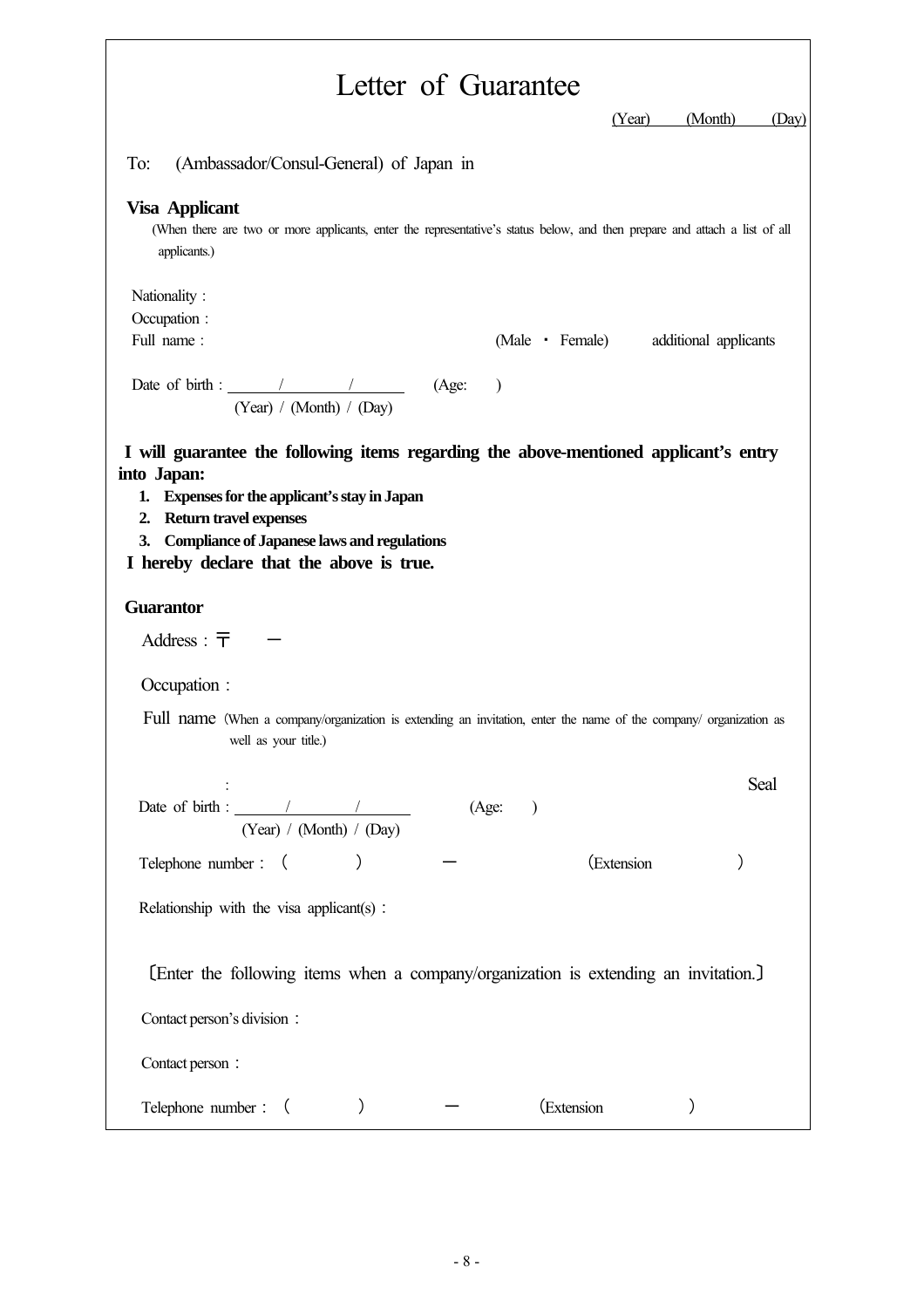# Letter of Guarantee

(Year) (Month) (Day)

To: (Ambassador/Consul-General) of Japan in

**Visa Applicant**

(When there are two or more applicants, enter the representative's status below, and then prepare and attach a list of all applicants.)

Nationality :

Occupation :

Full name : (Male ・ Female) additional applicants

Date of birth : \_\_\_\_ / \_\_\_\_ / \_\_\_\_ (Age: )

(Year) / (Month) / (Day)

**I will guarantee the following items regarding the above-mentioned applicant's entry into Japan:**

1. **Expenses for the applicant's stay in Japan**
2. **Return travel expenses**
3. **Compliance of Japanese laws and regulations**

**I hereby declare that the above is true.**

**Guarantor**

Address : 〒 ー

Occupation :

Full name (When a company/organization is extending an invitation, enter the name of the company/ organization as well as your title.)

: Seal

Date of birth : \_\_\_\_ / \_\_\_\_ / \_\_\_\_ (Age: )

(Year) / (Month) / (Day)

Telephone number : ( ) ー (Extension )

Relationship with the visa applicant(s) :

〔Enter the following items when a company/organization is extending an invitation.〕

Contact person's division :

Contact person :

Telephone number : ( ) ー (Extension )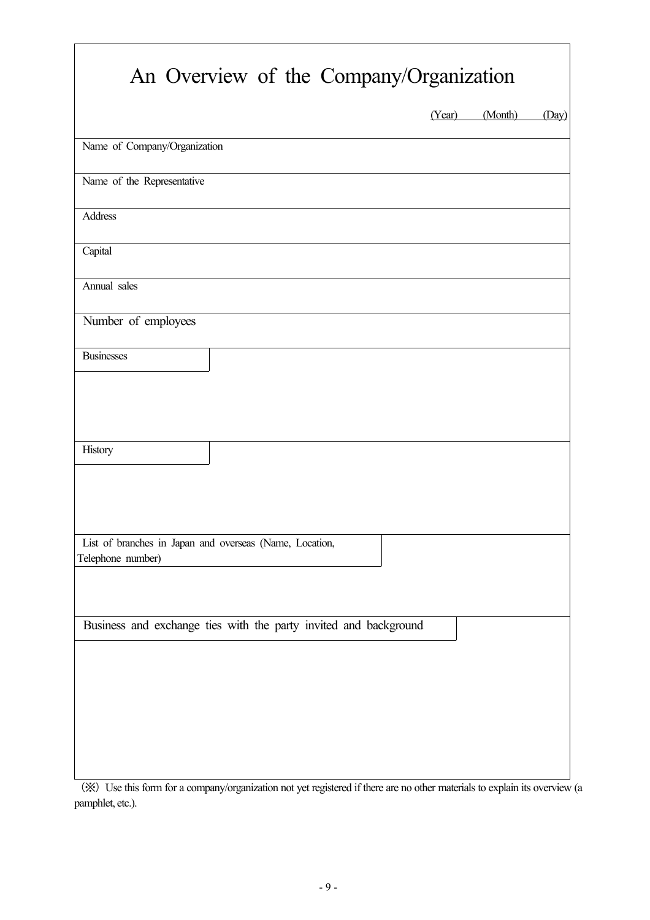# An Overview of the Company/Organization

(Year) (Month) (Day)

| Name of Company/Organization | |
|---|---|
| Name of the Representative | |
| Address | |
| Capital | |
| Annual sales | |
| Number of employees | |
| Businesses | |
| History | |
| List of branches in Japan and overseas (Name, Location, Telephone number) | |
| Business and exchange ties with the party invited and background | |

(※) Use this form for a company/organization not yet registered if there are no other materials to explain its overview (a pamphlet, etc.).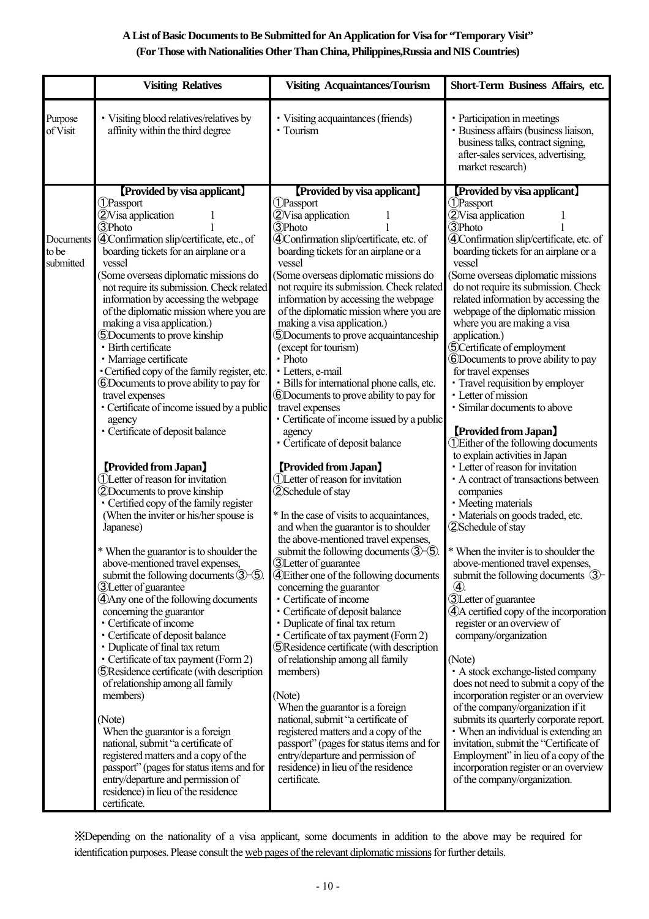**A List of Basic Documents to Be Submitted for An Application for Visa for "Temporary Visit"**
**(For Those with Nationalities Other Than China, Philippines, Russia and NIS Countries)**

| | Visiting Relatives | Visiting Acquaintances/Tourism | Short-Term Business Affairs, etc. |
|---|---|---|---|
| Purpose of Visit | ・Visiting blood relatives/relatives by affinity within the third degree | ・Visiting acquaintances (friends)<br>・Tourism | ・Participation in meetings<br>・Business affairs (business liaison, business talks, contract signing, after-sales services, advertising, market research) |
| Documents to be submitted | **【Provided by visa applicant】**<br>①Passport<br>②Visa application 1<br>③Photo 1<br>④Confirmation slip/certificate, etc., of boarding tickets for an airplane or a vessel<br>(Some overseas diplomatic missions do not require its submission. Check related information by accessing the webpage of the diplomatic mission where you are making a visa application.)<br>⑤Documents to prove kinship<br>・Birth certificate<br>・Marriage certificate<br>・Certified copy of the family register, etc.<br>⑥Documents to prove ability to pay for travel expenses<br>・Certificate of income issued by a public agency<br>・Certificate of deposit balance<br><br>**【Provided from Japan】**<br>①Letter of reason for invitation<br>②Documents to prove kinship<br>・Certified copy of the family register (When the inviter or his/her spouse is Japanese)<br><br>* When the guarantor is to shoulder the above-mentioned travel expenses, submit the following documents ③-⑤.<br>③Letter of guarantee<br>④Any one of the following documents concerning the guarantor<br>・Certificate of income<br>・Certificate of deposit balance<br>・Duplicate of final tax return<br>・Certificate of tax payment (Form 2)<br>⑤Residence certificate (with description of relationship among all family members)<br><br>(Note)<br>When the guarantor is a foreign national, submit "a certificate of registered matters and a copy of the passport" (pages for status items and for entry/departure and permission of residence) in lieu of the residence certificate. | **【Provided by visa applicant】**<br>①Passport<br>②Visa application 1<br>③Photo 1<br>④Confirmation slip/certificate, etc. of boarding tickets for an airplane or a vessel<br>(Some overseas diplomatic missions do not require its submission. Check related information by accessing the webpage of the diplomatic mission where you are making a visa application.)<br>⑤Documents to prove acquaintanceship (except for tourism)<br>・Photo<br>・Letters, e-mail<br>・Bills for international phone calls, etc.<br>⑥Documents to prove ability to pay for travel expenses<br>・Certificate of income issued by a public agency<br>・Certificate of deposit balance<br><br>**【Provided from Japan】**<br>①Letter of reason for invitation<br>②Schedule of stay<br><br>* In the case of visits to acquaintances, and when the guarantor is to shoulder the above-mentioned travel expenses, submit the following documents ③-⑤.<br>③Letter of guarantee<br>④Either one of the following documents concerning the guarantor<br>・Certificate of income<br>・Certificate of deposit balance<br>・Duplicate of final tax return<br>・Certificate of tax payment (Form 2)<br>⑤Residence certificate (with description of relationship among all family members)<br><br>(Note)<br>When the guarantor is a foreign national, submit "a certificate of registered matters and a copy of the passport" (pages for status items and for entry/departure and permission of residence) in lieu of the residence certificate. | **【Provided by visa applicant】**<br>①Passport<br>②Visa application 1<br>③Photo 1<br>④Confirmation slip/certificate, etc. of boarding tickets for an airplane or a vessel<br>(Some overseas diplomatic missions do not require its submission. Check related information by accessing the webpage of the diplomatic mission where you are making a visa application.)<br>⑤Certificate of employment<br>⑥Documents to prove ability to pay for travel expenses<br>・Travel requisition by employer<br>・Letter of mission<br>・Similar documents to above<br><br>**【Provided from Japan】**<br>①Either of the following documents to explain activities in Japan<br>・Letter of reason for invitation<br>・A contract of transactions between companies<br>・Meeting materials<br>・Materials on goods traded, etc.<br>②Schedule of stay<br><br>* When the inviter is to shoulder the above-mentioned travel expenses, submit the following documents ③-④.<br>③Letter of guarantee<br>④A certified copy of the incorporation register or an overview of company/organization<br><br>(Note)<br>・A stock exchange-listed company does not need to submit a copy of the incorporation register or an overview of the company/organization if it submits its quarterly corporate report.<br>・When an individual is extending an invitation, submit the "Certificate of Employment" in lieu of a copy of the incorporation register or an overview of the company/organization. |

※Depending on the nationality of a visa applicant, some documents in addition to the above may be required for identification purposes. Please consult the web pages of the relevant diplomatic missions for further details.